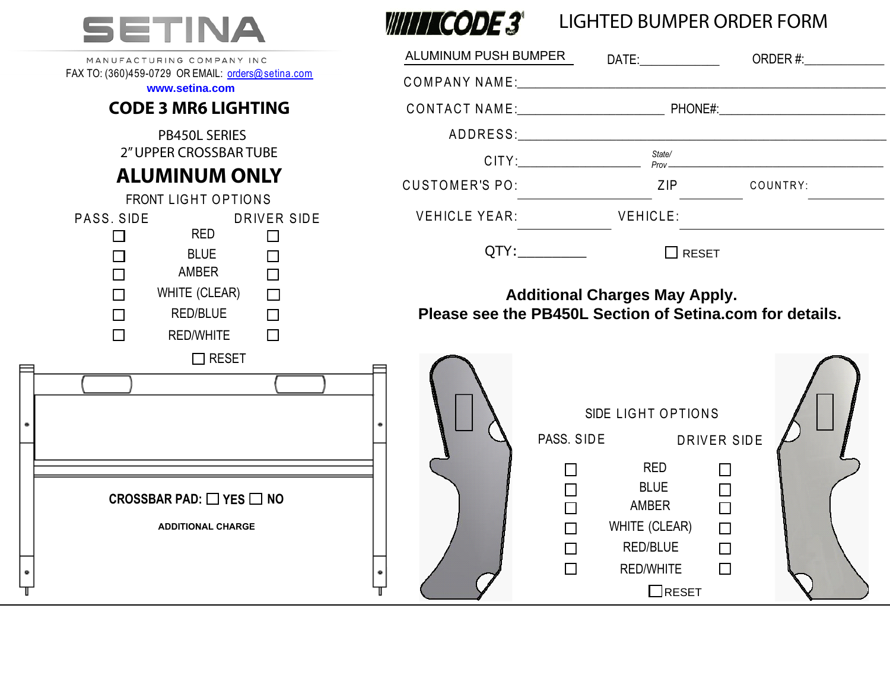# SETINA

MANUFACTURING COMPANY INC

FAX TO: (360)459-0729 OR EMAIL: orders@setina.com

**www.setina.com**

## CODE 3 MR6 LIGHTING

PB450L SERIES

2" UPPER CROSSBAR TUBE

## ALUMINUM ONLY

FRONT LIGHT OPTIONS

| PASS. SIDE | | DRIVER SIDE |
|---|---|---|
| ☐ | RED | ☐ |
| ☐ | BLUE | ☐ |
| ☐ | AMBER | ☐ |
| ☐ | WHITE (CLEAR) | ☐ |
| ☐ | RED/BLUE | ☐ |
| ☐ | RED/WHITE | ☐ |

☐ RESET

**CROSSBAR PAD: ☐ YES ☐ NO**

**ADDITIONAL CHARGE**

# CODE 3 LIGHTED BUMPER ORDER FORM

ALUMINUM PUSH BUMPER

DATE:____________ ORDER #:____________

COMPANY NAME:____________________________________________

CONTACT NAME:______________________ PHONE#:______________________

ADDRESS:____________________________________________

CITY:____________________ State/Prov____________________

CUSTOMER'S PO:____________ ZIP ____________ COUNTRY: ____________

VEHICLE YEAR:____________ VEHICLE:____________

QTY:__________ ☐ RESET

**Additional Charges May Apply.**
**Please see the PB450L Section of Setina.com for details.**

SIDE LIGHT OPTIONS

| PASS. SIDE | | DRIVER SIDE |
|---|---|---|
| ☐ | RED | ☐ |
| ☐ | BLUE | ☐ |
| ☐ | AMBER | ☐ |
| ☐ | WHITE (CLEAR) | ☐ |
| ☐ | RED/BLUE | ☐ |
| ☐ | RED/WHITE | ☐ |

☐ RESET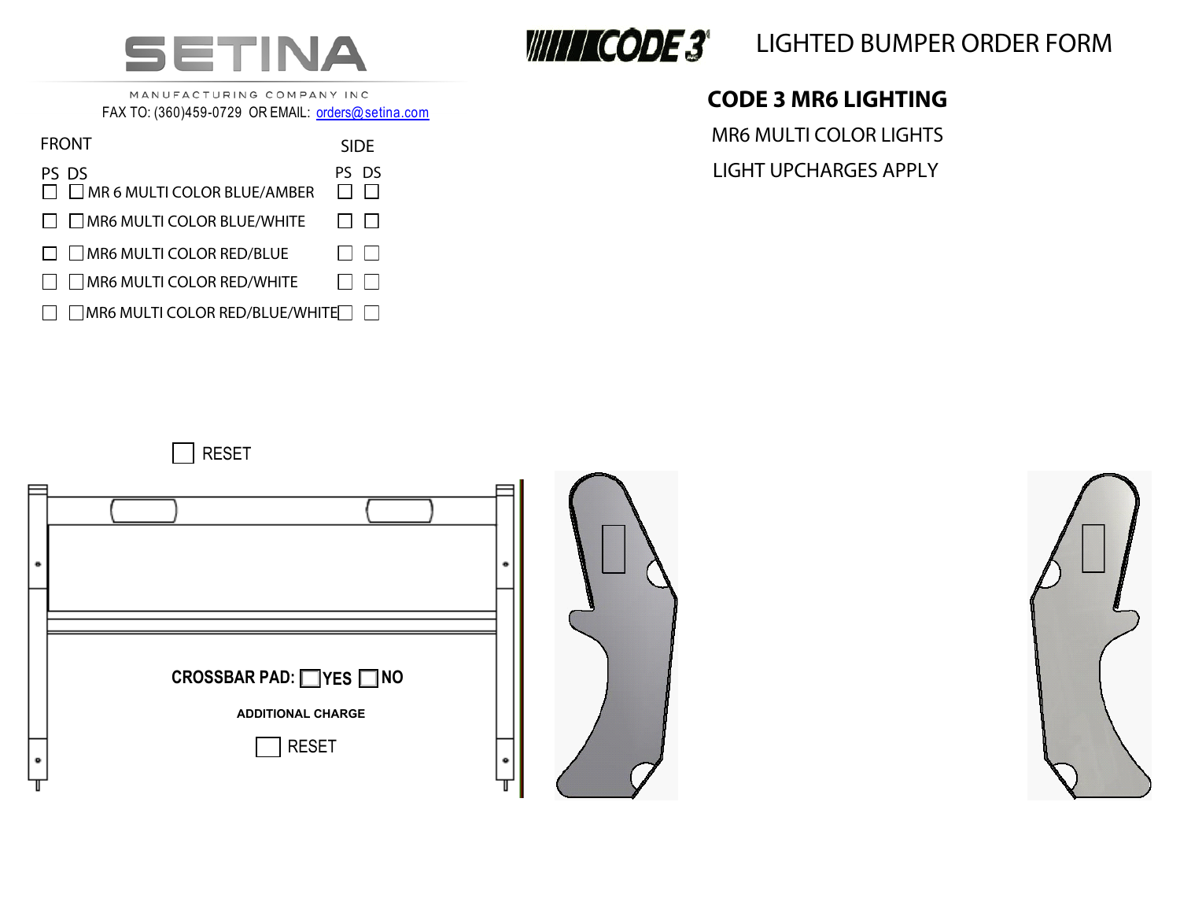SETINA

MANUFACTURING COMPANY INC

FAX TO: (360)459-0729 OR EMAIL: orders@setina.com

CODE 3

# LIGHTED BUMPER ORDER FORM

## CODE 3 MR6 LIGHTING

MR6 MULTI COLOR LIGHTS

LIGHT UPCHARGES APPLY

| FRONT PS | FRONT DS | | SIDE PS | SIDE DS |
|---|---|---|---|---|
| ☐ | ☐ | MR 6 MULTI COLOR BLUE/AMBER | ☐ | ☐ |
| ☐ | ☐ | MR6 MULTI COLOR BLUE/WHITE | ☐ | ☐ |
| ☐ | ☐ | MR6 MULTI COLOR RED/BLUE | ☐ | ☐ |
| ☐ | ☐ | MR6 MULTI COLOR RED/WHITE | ☐ | ☐ |
| ☐ | ☐ | MR6 MULTI COLOR RED/BLUE/WHITE | ☐ | ☐ |

☐ RESET

**CROSSBAR PAD:** ☐ **YES** ☐ **NO**

**ADDITIONAL CHARGE**

☐ RESET